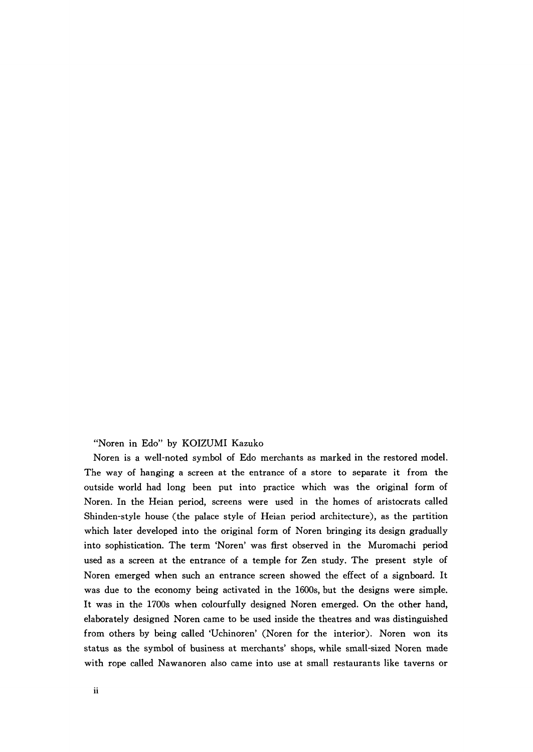"Noren in Edo" by KOIZUMI Kazuko

Noren is a well-noted symbol of Edo merchants as marked in the restored model. The way of hanging a screen at the entrance of a store to separate it from the outside world had long been put into practice which was the original form of Noren. In the Heian period, screens were used in the homes of aristocrats called Shinden-style house (the palace style of Heian period architecture), as the partition which later developed into the original form of Noren bringing its design gradually into sophistication. The term 'Noren' was first observed in the Muromachi period used as a screen at the entrance of a temple for Zen study. The present style of Noren emerged when such an entrance screen showed the effect of a signboard. It was due to the economy being activated in the 1600s, but the designs were simple. It was in the 1700s when colourfully designed Noren emerged. On the other hand, elaborately designed Noren came to be used inside the theatres and was distinguished from others by being called 'Uchinoren' (Noren for the interior). Noren won its status as the symbol of business at merchants' shops, while small-sized Noren made with rope called Nawanoren also came into use at small restaurants like taverns or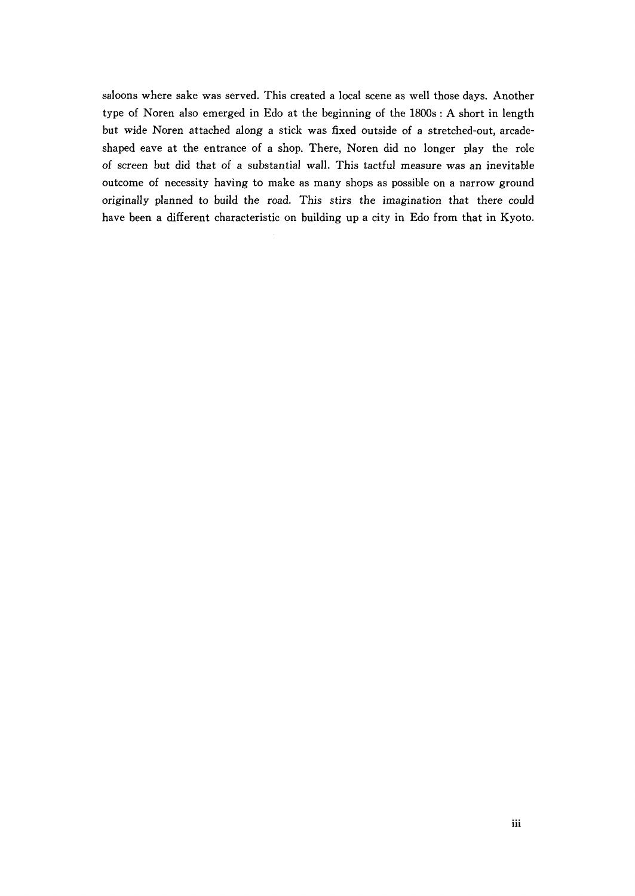saloons where sake was served. This created a local scene as well those days. Another type of Noren also emerged in Edo at the beginning of the 1800s : A short in length but wide Noren attached along a stick was fixed outside of a stretched-out, arcade-shaped eave at the entrance of a shop. There, Noren did no longer play the role of screen but did that of a substantial wall. This tactful measure was an inevitable outcome of necessity having to make as many shops as possible on a narrow ground originally planned to build the road. This stirs the imagination that there could have been a different characteristic on building up a city in Edo from that in Kyoto.